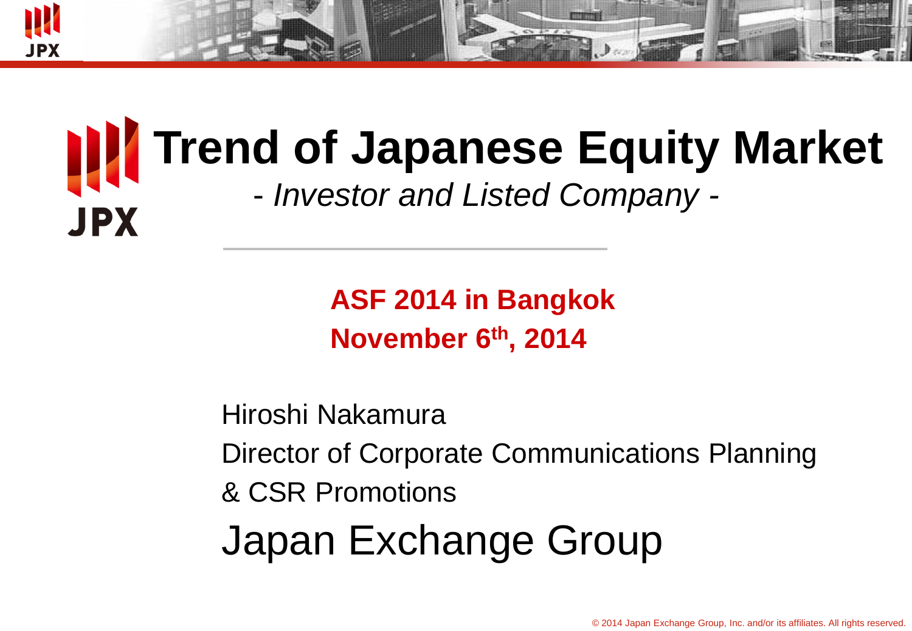# Trend of Japanese Equity Market

*- Investor and Listed Company -*

**ASF 2014 in Bangkok**

**November 6th, 2014**

Hiroshi Nakamura

Director of Corporate Communications Planning & CSR Promotions

Japan Exchange Group

© 2014 Japan Exchange Group, Inc. and/or its affiliates. All rights reserved.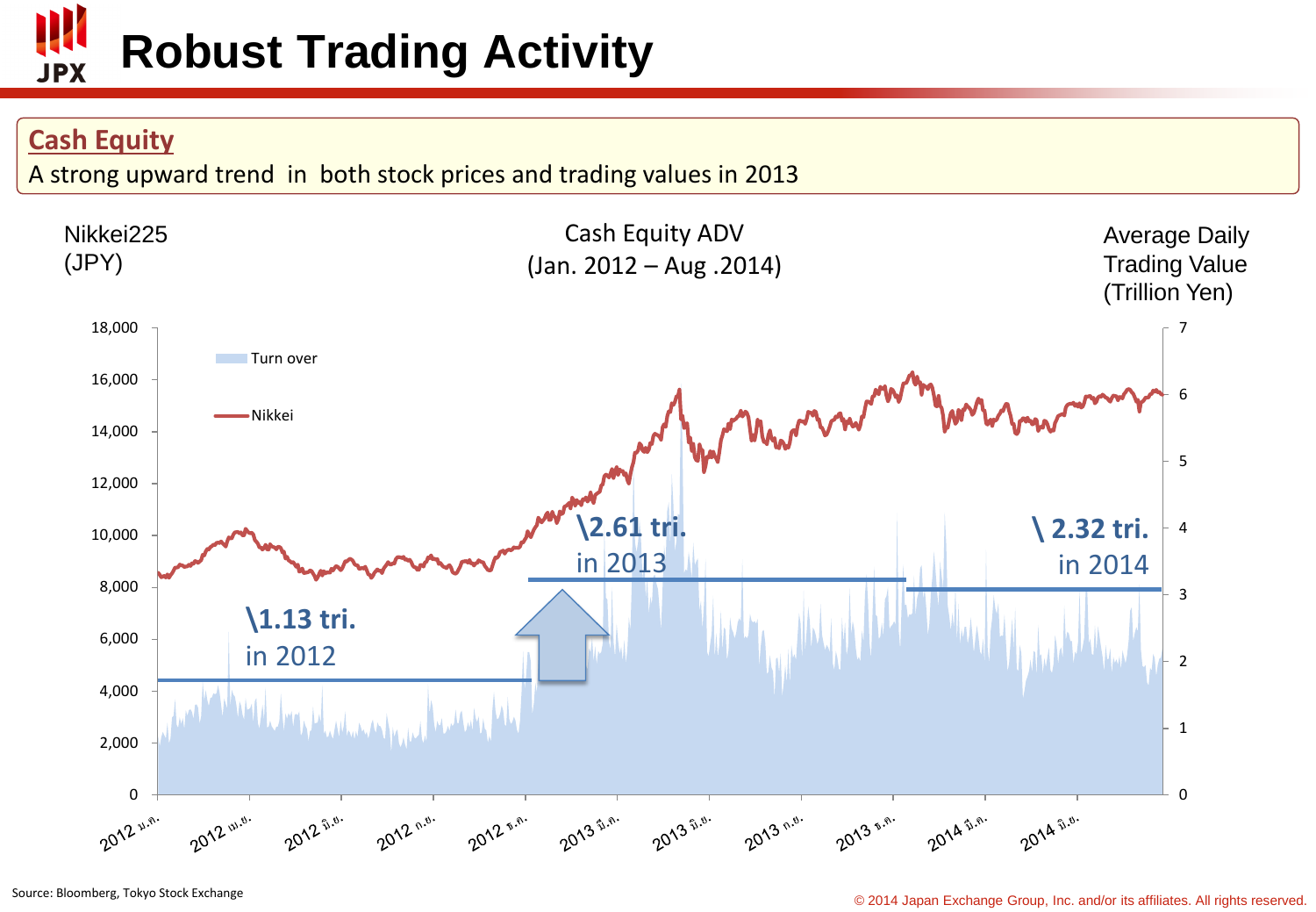# Robust Trading Activity

## Cash Equity

A strong upward trend in both stock prices and trading values in 2013

Cash Equity ADV
(Jan. 2012 – Aug .2014)

Nikkei225
(JPY)

Average Daily
Trading Value
(Trillion Yen)

Turn over

Nikkei

\1.13 tri.
in 2012

\2.61 tri.
in 2013

\ 2.32 tri.
in 2014

Source: Bloomberg, Tokyo Stock Exchange

© 2014 Japan Exchange Group, Inc. and/or its affiliates. All rights reserved.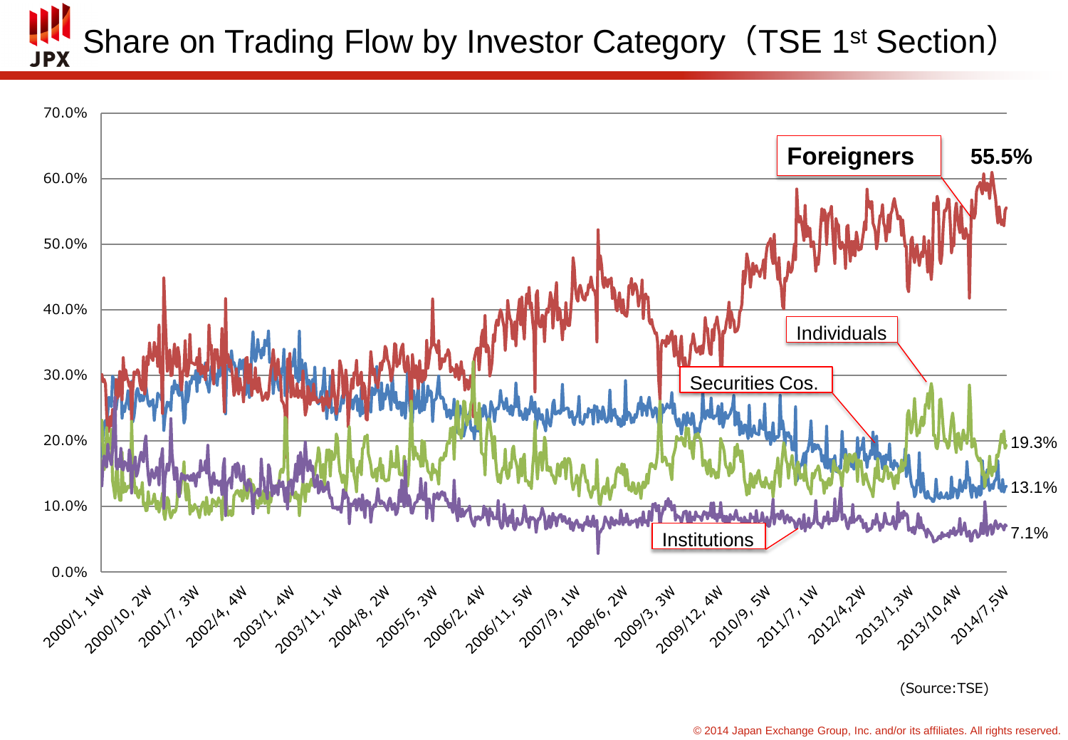# Share on Trading Flow by Investor Category（TSE 1st Section）

Foreigners 55.5%

Individuals 19.3%

Securities Cos. 13.1%

Institutions 7.1%

70.0%
60.0%
50.0%
40.0%
30.0%
20.0%
10.0%
0.0%

2000/1, 1W | 2000/10, 2W | 2001/7, 3W | 2002/4, 4W | 2003/1, 4W | 2003/11, 1W | 2004/8, 2W | 2005/5, 3W | 2006/2, 4W | 2006/11, 5W | 2007/9, 1W | 2008/6, 2W | 2009/3, 3W | 2009/12, 4W | 2010/9, 5W | 2011/7, 1W | 2012/4,2W | 2013/1,3W | 2013/10,4W | 2014/7,5W

(Source:TSE)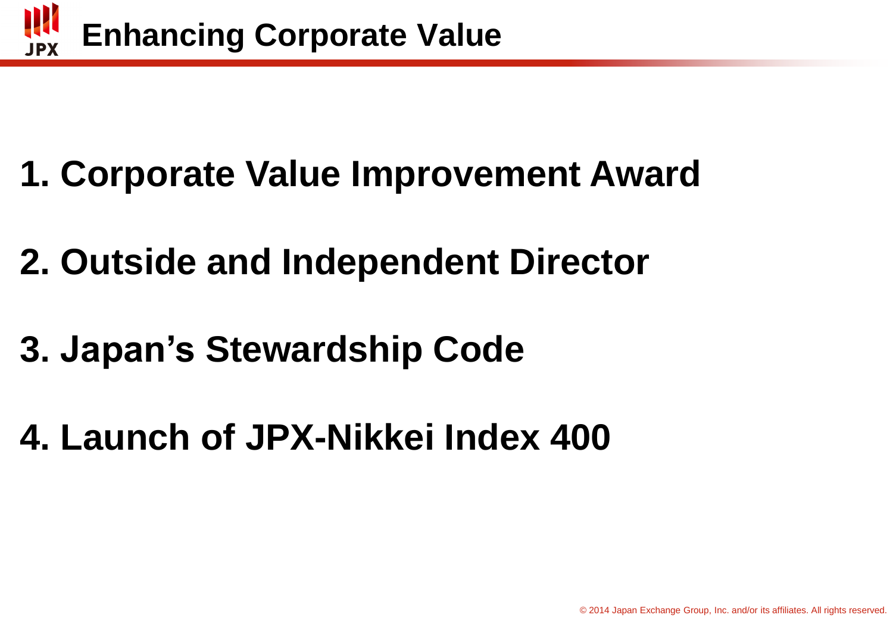# Enhancing Corporate Value

1. **Corporate Value Improvement Award**

2. **Outside and Independent Director**

3. **Japan’s Stewardship Code**

4. **Launch of JPX-Nikkei Index 400**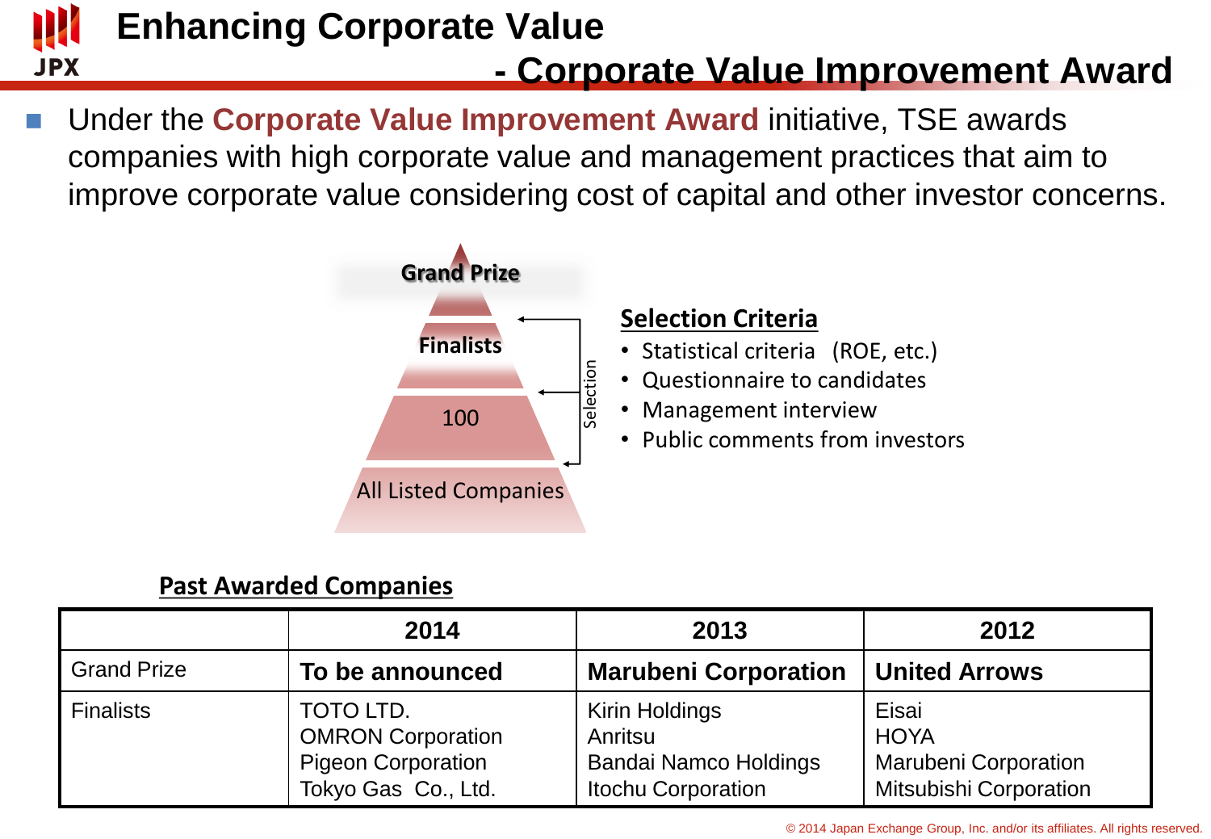# Enhancing Corporate Value - Corporate Value Improvement Award

- Under the **Corporate Value Improvement Award** initiative, TSE awards companies with high corporate value and management practices that aim to improve corporate value considering cost of capital and other investor concerns.

Grand Prize

Finalists

100

All Listed Companies

Selection

**Selection Criteria**

- Statistical criteria (ROE, etc.)
- Questionnaire to candidates
- Management interview
- Public comments from investors

**Past Awarded Companies**

| | 2014 | 2013 | 2012 |
|---|---|---|---|
| Grand Prize | **To be announced** | **Marubeni Corporation** | **United Arrows** |
| Finalists | TOTO LTD.<br>OMRON Corporation<br>Pigeon Corporation<br>Tokyo Gas Co., Ltd. | Kirin Holdings<br>Anritsu<br>Bandai Namco Holdings<br>Itochu Corporation | Eisai<br>HOYA<br>Marubeni Corporation<br>Mitsubishi Corporation |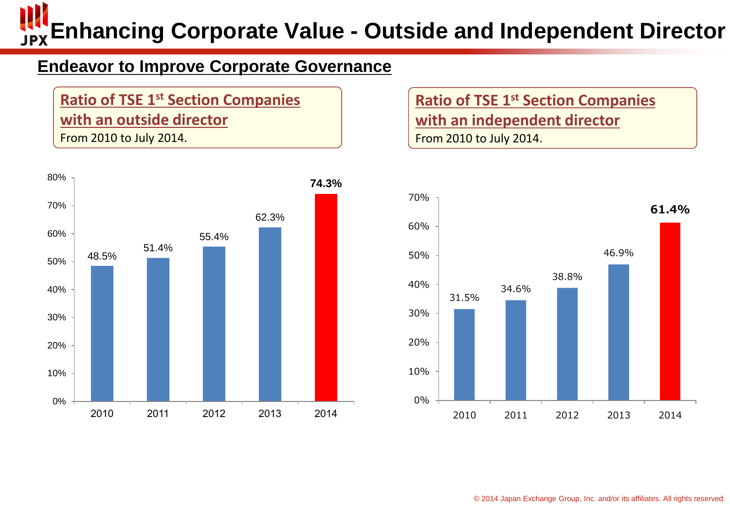# Enhancing Corporate Value - Outside and Independent Director

## Endeavor to Improve Corporate Governance

**Ratio of TSE 1st Section Companies with an outside director**

From 2010 to July 2014.

| Year | Ratio |
| --- | --- |
| 2010 | 48.5% |
| 2011 | 51.4% |
| 2012 | 55.4% |
| 2013 | 62.3% |
| 2014 | **74.3%** |

**Ratio of TSE 1st Section Companies with an independent director**

From 2010 to July 2014.

| Year | Ratio |
| --- | --- |
| 2010 | 31.5% |
| 2011 | 34.6% |
| 2012 | 38.8% |
| 2013 | 46.9% |
| 2014 | **61.4%** |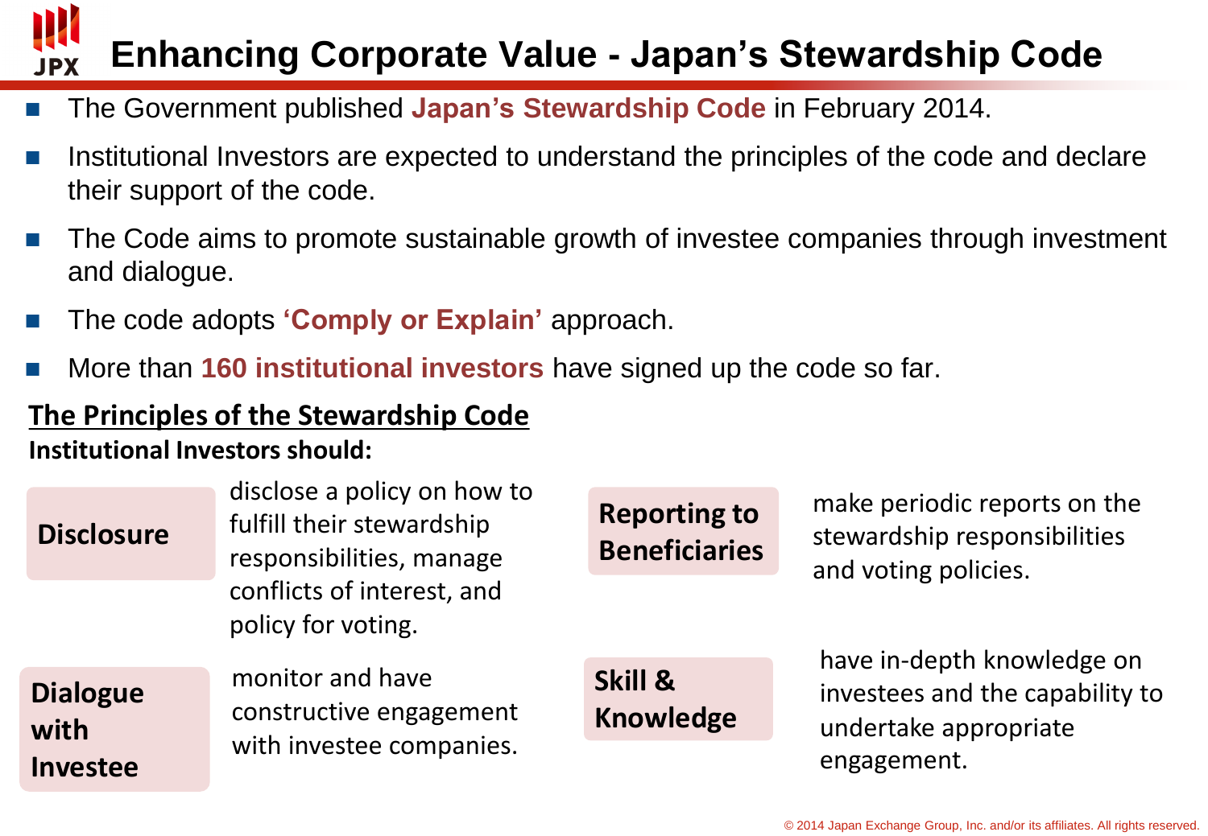# Enhancing Corporate Value - Japan's Stewardship Code

- The Government published **Japan's Stewardship Code** in February 2014.
- Institutional Investors are expected to understand the principles of the code and declare their support of the code.
- The Code aims to promote sustainable growth of investee companies through investment and dialogue.
- The code adopts **'Comply or Explain'** approach.
- More than **160 institutional investors** have signed up the code so far.

## The Principles of the Stewardship Code

**Institutional Investors should:**

**Disclosure**

disclose a policy on how to fulfill their stewardship responsibilities, manage conflicts of interest, and policy for voting.

**Reporting to Beneficiaries**

make periodic reports on the stewardship responsibilities and voting policies.

**Dialogue with Investee**

monitor and have constructive engagement with investee companies.

**Skill & Knowledge**

have in-depth knowledge on investees and the capability to undertake appropriate engagement.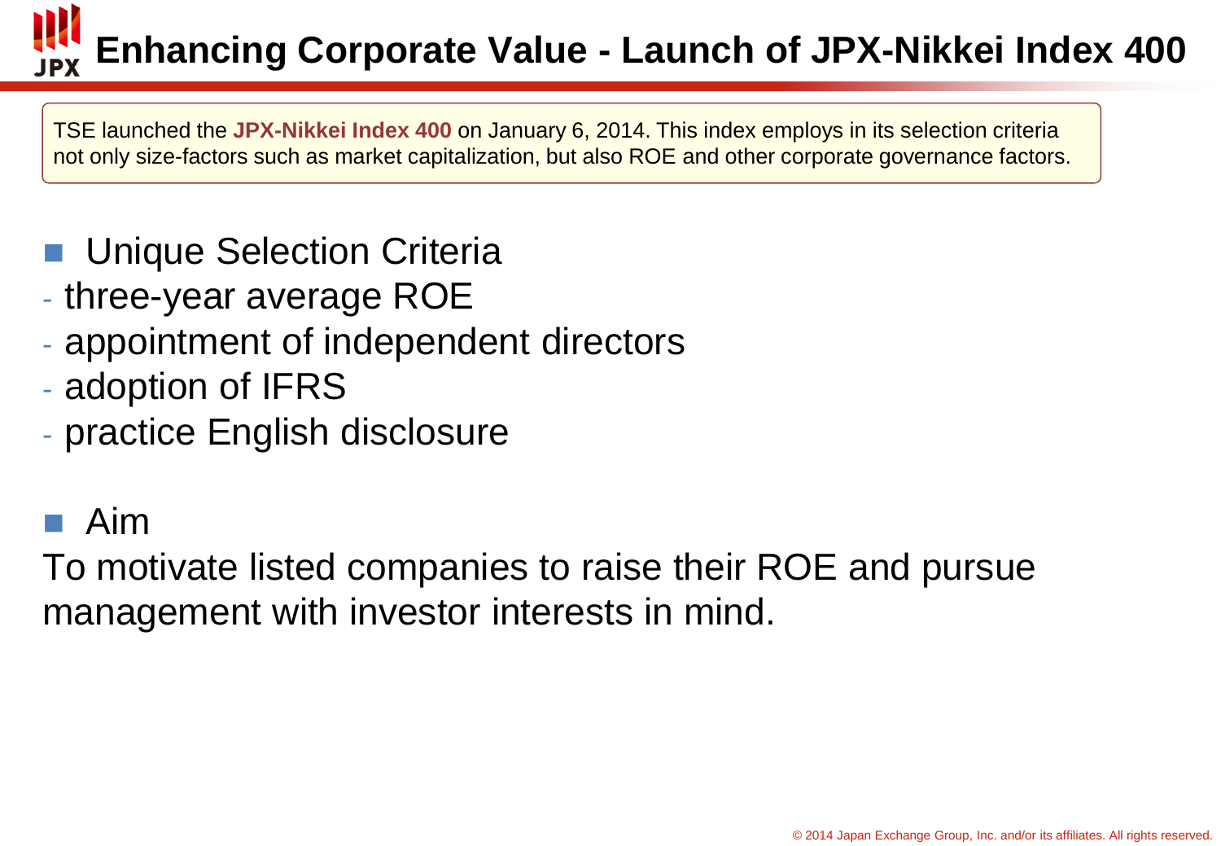# Enhancing Corporate Value - Launch of JPX-Nikkei Index 400

TSE launched the **JPX-Nikkei Index 400** on January 6, 2014. This index employs in its selection criteria not only size-factors such as market capitalization, but also ROE and other corporate governance factors.

- Unique Selection Criteria
  - three-year average ROE
  - appointment of independent directors
  - adoption of IFRS
  - practice English disclosure

- Aim

To motivate listed companies to raise their ROE and pursue management with investor interests in mind.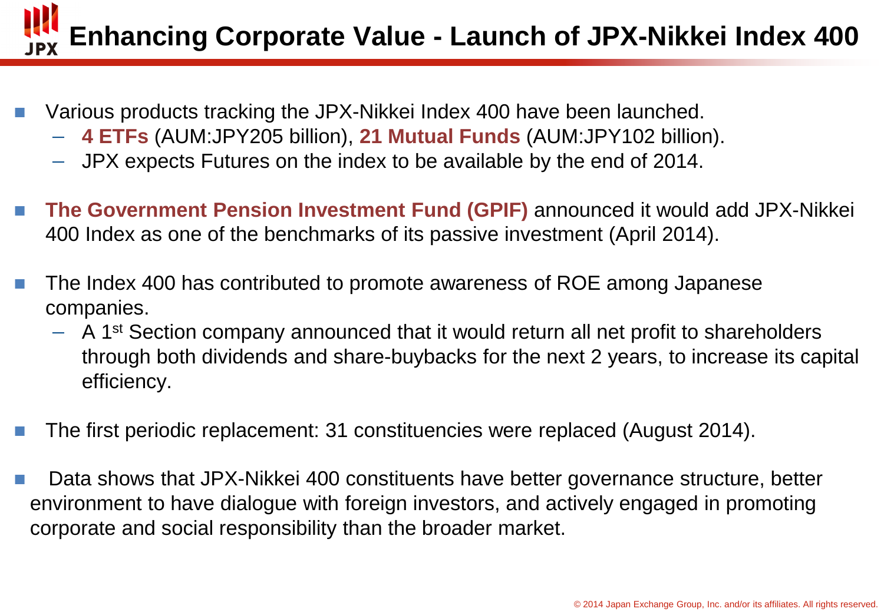# Enhancing Corporate Value - Launch of JPX-Nikkei Index 400

- Various products tracking the JPX-Nikkei Index 400 have been launched.
  - **4 ETFs** (AUM:JPY205 billion), **21 Mutual Funds** (AUM:JPY102 billion).
  - JPX expects Futures on the index to be available by the end of 2014.
- **The Government Pension Investment Fund (GPIF)** announced it would add JPX-Nikkei 400 Index as one of the benchmarks of its passive investment (April 2014).
- The Index 400 has contributed to promote awareness of ROE among Japanese companies.
  - A 1st Section company announced that it would return all net profit to shareholders through both dividends and share-buybacks for the next 2 years, to increase its capital efficiency.
- The first periodic replacement: 31 constituencies were replaced (August 2014).
- Data shows that JPX-Nikkei 400 constituents have better governance structure, better environment to have dialogue with foreign investors, and actively engaged in promoting corporate and social responsibility than the broader market.

© 2014 Japan Exchange Group, Inc. and/or its affiliates. All rights reserved.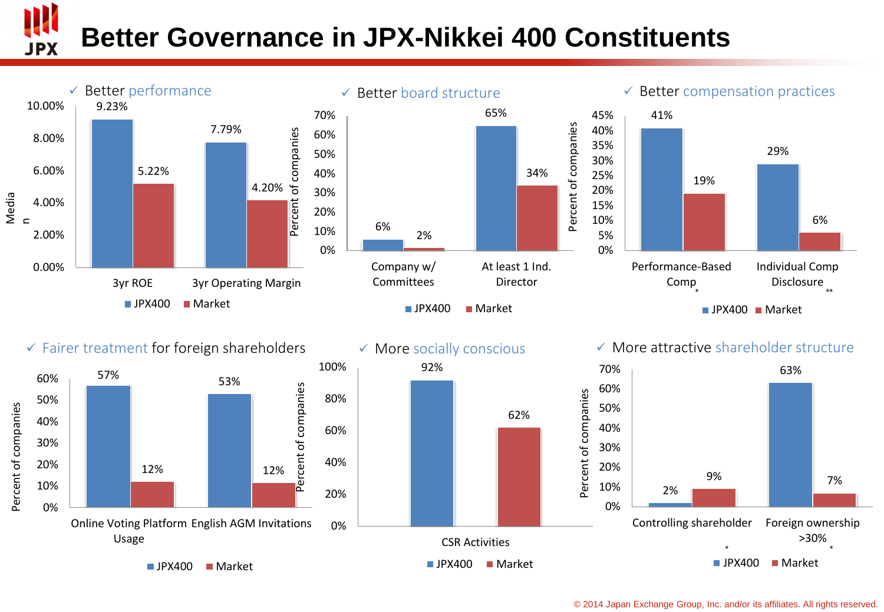# Better Governance in JPX-Nikkei 400 Constituents

### ✓ Better performance

Median

| | JPX400 | Market |
|---|---|---|
| 3yr ROE | 9.23% | 5.22% |
| 3yr Operating Margin | 7.79% | 4.20% |

### ✓ Better board structure

Percent of companies

| | JPX400 | Market |
|---|---|---|
| Company w/ Committees | 6% | 2% |
| At least 1 Ind. Director | 65% | 34% |

### ✓ Better compensation practices

Percent of companies

| | JPX400 | Market |
|---|---|---|
| Performance-Based Comp * | 41% | 19% |
| Individual Comp Disclosure ** | 29% | 6% |

### ✓ Fairer treatment for foreign shareholders

Percent of companies

| | JPX400 | Market |
|---|---|---|
| Online Voting Platform Usage | 57% | 12% |
| English AGM Invitations | 53% | 12% |

### ✓ More socially conscious

Percent of companies

| | JPX400 | Market |
|---|---|---|
| CSR Activities | 92% | 62% |

### ✓ More attractive shareholder structure

Percent of companies

| | JPX400 | Market |
|---|---|---|
| Controlling shareholder * | 2% | 9% |
| Foreign ownership >30% * | 63% | 7% |

© 2014 Japan Exchange Group, Inc. and/or its affiliates. All rights reserved.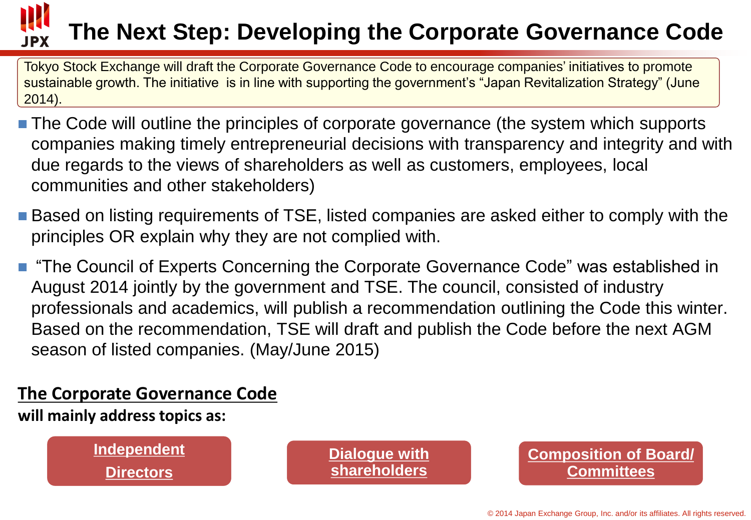# The Next Step: Developing the Corporate Governance Code

Tokyo Stock Exchange will draft the Corporate Governance Code to encourage companies' initiatives to promote sustainable growth. The initiative is in line with supporting the government's "Japan Revitalization Strategy" (June 2014).

- The Code will outline the principles of corporate governance (the system which supports companies making timely entrepreneurial decisions with transparency and integrity and with due regards to the views of shareholders as well as customers, employees, local communities and other stakeholders)
- Based on listing requirements of TSE, listed companies are asked either to comply with the principles OR explain why they are not complied with.
- "The Council of Experts Concerning the Corporate Governance Code" was established in August 2014 jointly by the government and TSE. The council, consisted of industry professionals and academics, will publish a recommendation outlining the Code this winter. Based on the recommendation, TSE will draft and publish the Code before the next AGM season of listed companies. (May/June 2015)

**The Corporate Governance Code**

**will mainly address topics as:**

- **Independent Directors**
- **Dialogue with shareholders**
- **Composition of Board/ Committees**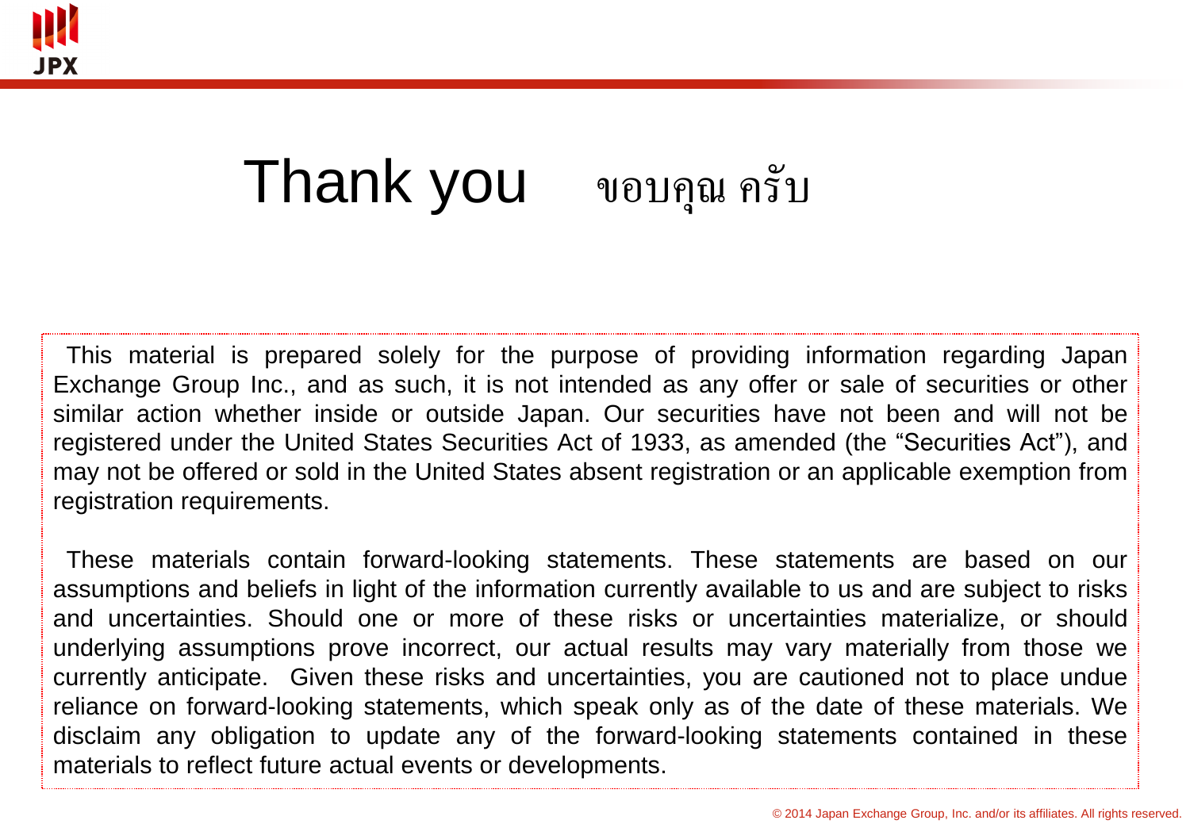# Thank you ขอบคุณ ครับ

This material is prepared solely for the purpose of providing information regarding Japan Exchange Group Inc., and as such, it is not intended as any offer or sale of securities or other similar action whether inside or outside Japan. Our securities have not been and will not be registered under the United States Securities Act of 1933, as amended (the “Securities Act”), and may not be offered or sold in the United States absent registration or an applicable exemption from registration requirements.

These materials contain forward-looking statements. These statements are based on our assumptions and beliefs in light of the information currently available to us and are subject to risks and uncertainties. Should one or more of these risks or uncertainties materialize, or should underlying assumptions prove incorrect, our actual results may vary materially from those we currently anticipate. Given these risks and uncertainties, you are cautioned not to place undue reliance on forward-looking statements, which speak only as of the date of these materials. We disclaim any obligation to update any of the forward-looking statements contained in these materials to reflect future actual events or developments.